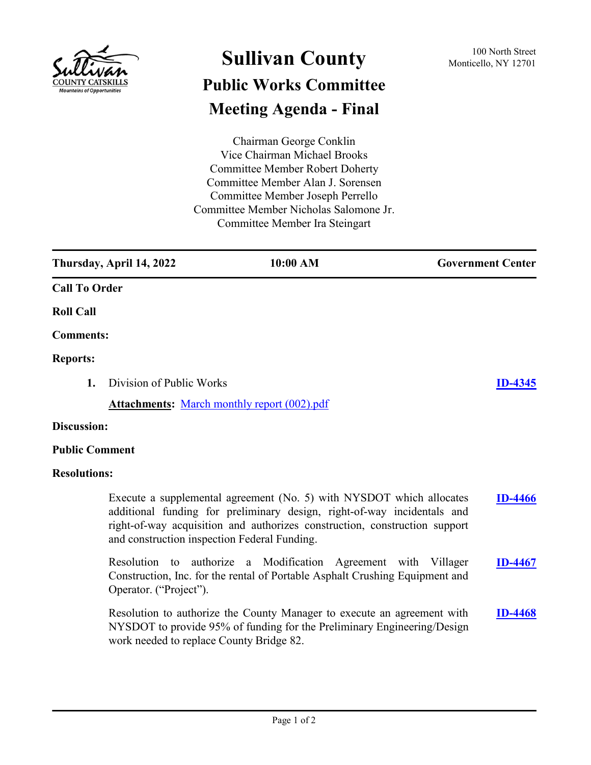# Sullivan County

## Public Works Committee

## Meeting Agenda - Final

100 North Street
Monticello, NY 12701

Chairman George Conklin
Vice Chairman Michael Brooks
Committee Member Robert Doherty
Committee Member Alan J. Sorensen
Committee Member Joseph Perrello
Committee Member Nicholas Salomone Jr.
Committee Member Ira Steingart

**Thursday, April 14, 2022** **10:00 AM** **Government Center**

**Call To Order**

**Roll Call**

**Comments:**

**Reports:**

1. Division of Public Works **ID-4345**

   **Attachments:** March monthly report (002).pdf

**Discussion:**

**Public Comment**

**Resolutions:**

Execute a supplemental agreement (No. 5) with NYSDOT which allocates additional funding for preliminary design, right-of-way incidentals and right-of-way acquisition and authorizes construction, construction support and construction inspection Federal Funding. **ID-4466**

Resolution to authorize a Modification Agreement with Villager Construction, Inc. for the rental of Portable Asphalt Crushing Equipment and Operator. ("Project"). **ID-4467**

Resolution to authorize the County Manager to execute an agreement with NYSDOT to provide 95% of funding for the Preliminary Engineering/Design work needed to replace County Bridge 82. **ID-4468**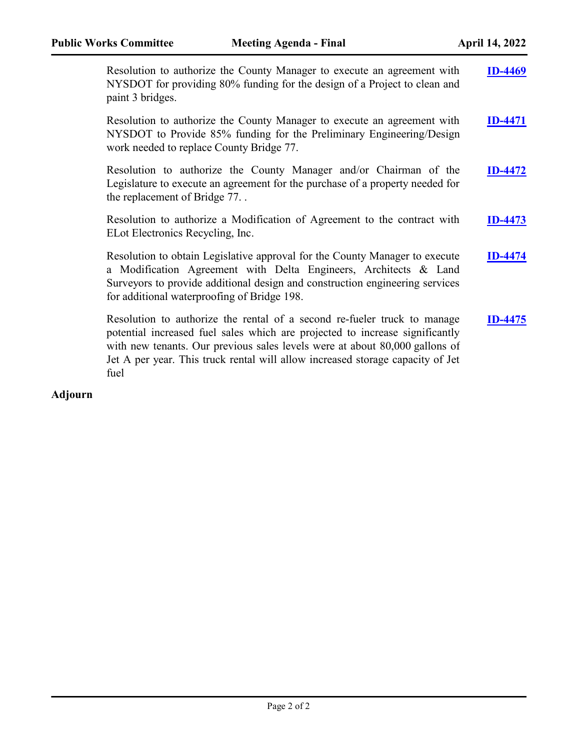Resolution to authorize the County Manager to execute an agreement with NYSDOT for providing 80% funding for the design of a Project to clean and paint 3 bridges. **ID-4469**

Resolution to authorize the County Manager to execute an agreement with NYSDOT to Provide 85% funding for the Preliminary Engineering/Design work needed to replace County Bridge 77. **ID-4471**

Resolution to authorize the County Manager and/or Chairman of the Legislature to execute an agreement for the purchase of a property needed for the replacement of Bridge 77. . **ID-4472**

Resolution to authorize a Modification of Agreement to the contract with ELot Electronics Recycling, Inc. **ID-4473**

Resolution to obtain Legislative approval for the County Manager to execute a Modification Agreement with Delta Engineers, Architects & Land Surveyors to provide additional design and construction engineering services for additional waterproofing of Bridge 198. **ID-4474**

Resolution to authorize the rental of a second re-fueler truck to manage potential increased fuel sales which are projected to increase significantly with new tenants. Our previous sales levels were at about 80,000 gallons of Jet A per year. This truck rental will allow increased storage capacity of Jet fuel **ID-4475**

**Adjourn**